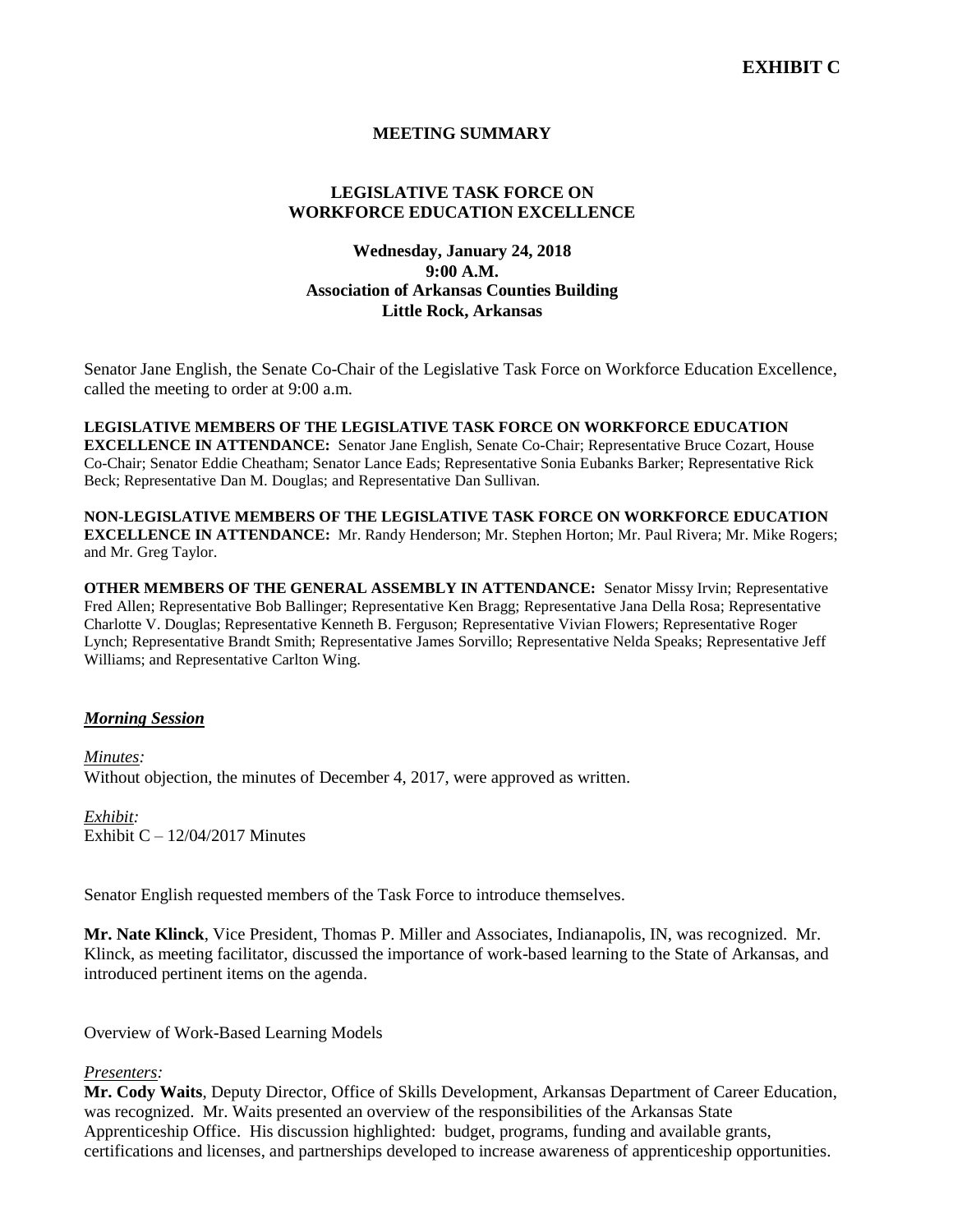**EXHIBIT C**

# MEETING SUMMARY

## LEGISLATIVE TASK FORCE ON WORKFORCE EDUCATION EXCELLENCE

**Wednesday, January 24, 2018**
**9:00 A.M.**
**Association of Arkansas Counties Building**
**Little Rock, Arkansas**

Senator Jane English, the Senate Co-Chair of the Legislative Task Force on Workforce Education Excellence, called the meeting to order at 9:00 a.m.

**LEGISLATIVE MEMBERS OF THE LEGISLATIVE TASK FORCE ON WORKFORCE EDUCATION EXCELLENCE IN ATTENDANCE:** Senator Jane English, Senate Co-Chair; Representative Bruce Cozart, House Co-Chair; Senator Eddie Cheatham; Senator Lance Eads; Representative Sonia Eubanks Barker; Representative Rick Beck; Representative Dan M. Douglas; and Representative Dan Sullivan.

**NON-LEGISLATIVE MEMBERS OF THE LEGISLATIVE TASK FORCE ON WORKFORCE EDUCATION EXCELLENCE IN ATTENDANCE:** Mr. Randy Henderson; Mr. Stephen Horton; Mr. Paul Rivera; Mr. Mike Rogers; and Mr. Greg Taylor.

**OTHER MEMBERS OF THE GENERAL ASSEMBLY IN ATTENDANCE:** Senator Missy Irvin; Representative Fred Allen; Representative Bob Ballinger; Representative Ken Bragg; Representative Jana Della Rosa; Representative Charlotte V. Douglas; Representative Kenneth B. Ferguson; Representative Vivian Flowers; Representative Roger Lynch; Representative Brandt Smith; Representative James Sorvillo; Representative Nelda Speaks; Representative Jeff Williams; and Representative Carlton Wing.

***Morning Session***

*Minutes:*
Without objection, the minutes of December 4, 2017, were approved as written.

*Exhibit:*
Exhibit C – 12/04/2017 Minutes

Senator English requested members of the Task Force to introduce themselves.

**Mr. Nate Klinck**, Vice President, Thomas P. Miller and Associates, Indianapolis, IN, was recognized. Mr. Klinck, as meeting facilitator, discussed the importance of work-based learning to the State of Arkansas, and introduced pertinent items on the agenda.

Overview of Work-Based Learning Models

*Presenters:*
**Mr. Cody Waits**, Deputy Director, Office of Skills Development, Arkansas Department of Career Education, was recognized. Mr. Waits presented an overview of the responsibilities of the Arkansas State Apprenticeship Office. His discussion highlighted: budget, programs, funding and available grants, certifications and licenses, and partnerships developed to increase awareness of apprenticeship opportunities.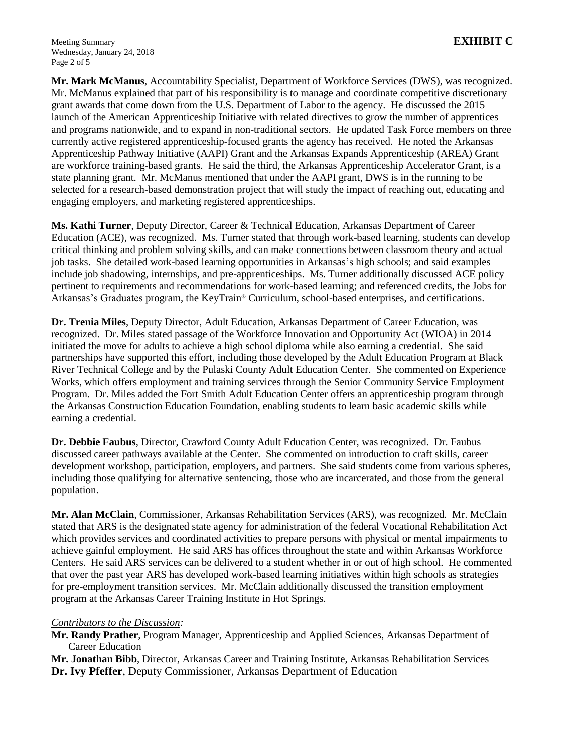**Mr. Mark McManus**, Accountability Specialist, Department of Workforce Services (DWS), was recognized. Mr. McManus explained that part of his responsibility is to manage and coordinate competitive discretionary grant awards that come down from the U.S. Department of Labor to the agency. He discussed the 2015 launch of the American Apprenticeship Initiative with related directives to grow the number of apprentices and programs nationwide, and to expand in non-traditional sectors. He updated Task Force members on three currently active registered apprenticeship-focused grants the agency has received. He noted the Arkansas Apprenticeship Pathway Initiative (AAPI) Grant and the Arkansas Expands Apprenticeship (AREA) Grant are workforce training-based grants. He said the third, the Arkansas Apprenticeship Accelerator Grant, is a state planning grant. Mr. McManus mentioned that under the AAPI grant, DWS is in the running to be selected for a research-based demonstration project that will study the impact of reaching out, educating and engaging employers, and marketing registered apprenticeships.

**Ms. Kathi Turner**, Deputy Director, Career & Technical Education, Arkansas Department of Career Education (ACE), was recognized. Ms. Turner stated that through work-based learning, students can develop critical thinking and problem solving skills, and can make connections between classroom theory and actual job tasks. She detailed work-based learning opportunities in Arkansas's high schools; and said examples include job shadowing, internships, and pre-apprenticeships. Ms. Turner additionally discussed ACE policy pertinent to requirements and recommendations for work-based learning; and referenced credits, the Jobs for Arkansas's Graduates program, the KeyTrain® Curriculum, school-based enterprises, and certifications.

**Dr. Trenia Miles**, Deputy Director, Adult Education, Arkansas Department of Career Education, was recognized. Dr. Miles stated passage of the Workforce Innovation and Opportunity Act (WIOA) in 2014 initiated the move for adults to achieve a high school diploma while also earning a credential. She said partnerships have supported this effort, including those developed by the Adult Education Program at Black River Technical College and by the Pulaski County Adult Education Center. She commented on Experience Works, which offers employment and training services through the Senior Community Service Employment Program. Dr. Miles added the Fort Smith Adult Education Center offers an apprenticeship program through the Arkansas Construction Education Foundation, enabling students to learn basic academic skills while earning a credential.

**Dr. Debbie Faubus**, Director, Crawford County Adult Education Center, was recognized. Dr. Faubus discussed career pathways available at the Center. She commented on introduction to craft skills, career development workshop, participation, employers, and partners. She said students come from various spheres, including those qualifying for alternative sentencing, those who are incarcerated, and those from the general population.

**Mr. Alan McClain**, Commissioner, Arkansas Rehabilitation Services (ARS), was recognized. Mr. McClain stated that ARS is the designated state agency for administration of the federal Vocational Rehabilitation Act which provides services and coordinated activities to prepare persons with physical or mental impairments to achieve gainful employment. He said ARS has offices throughout the state and within Arkansas Workforce Centers. He said ARS services can be delivered to a student whether in or out of high school. He commented that over the past year ARS has developed work-based learning initiatives within high schools as strategies for pre-employment transition services. Mr. McClain additionally discussed the transition employment program at the Arkansas Career Training Institute in Hot Springs.

*Contributors to the Discussion:*

**Mr. Randy Prather**, Program Manager, Apprenticeship and Applied Sciences, Arkansas Department of Career Education

**Mr. Jonathan Bibb**, Director, Arkansas Career and Training Institute, Arkansas Rehabilitation Services

**Dr. Ivy Pfeffer**, Deputy Commissioner, Arkansas Department of Education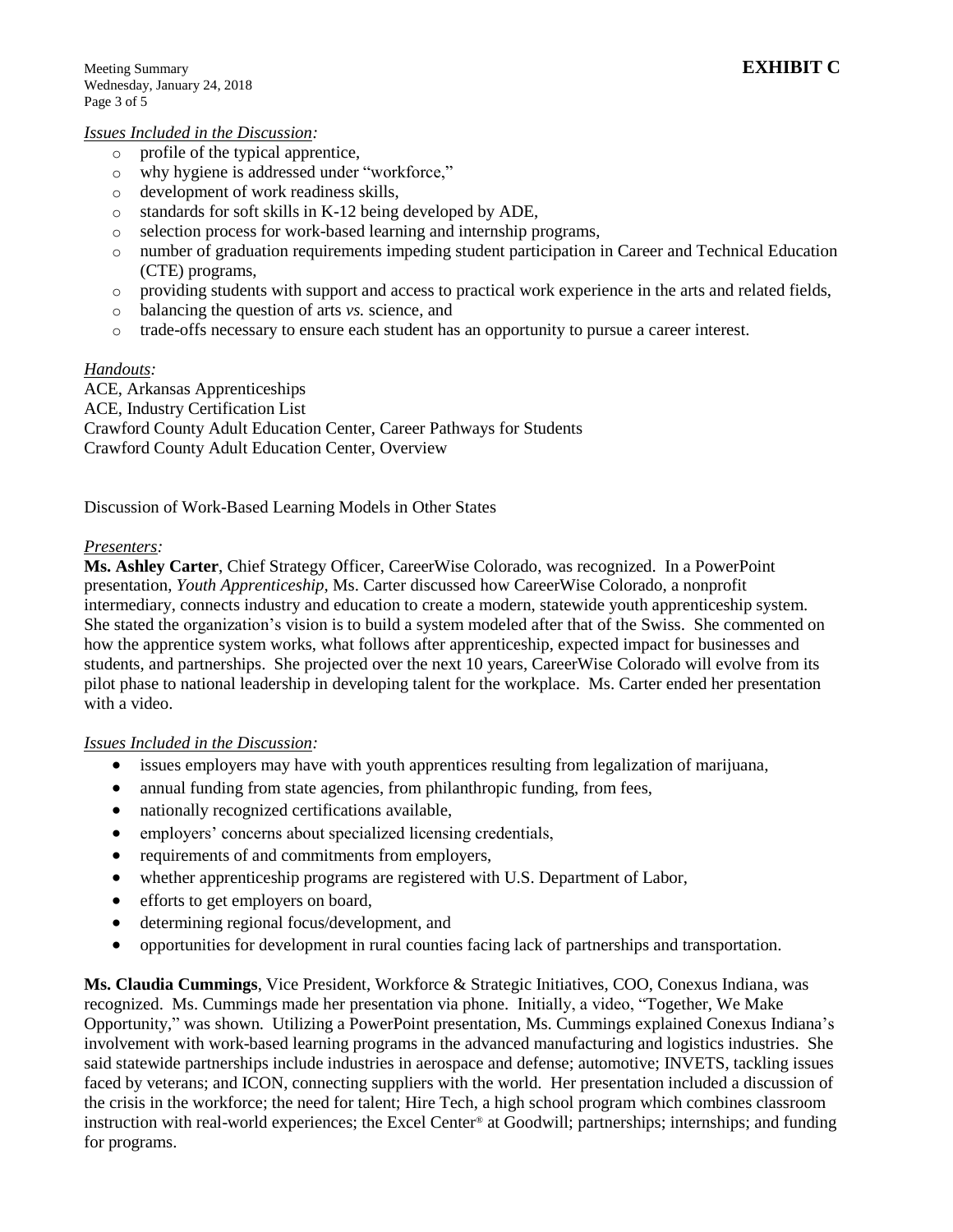**EXHIBIT C**

*Issues Included in the Discussion:*

- profile of the typical apprentice,
- why hygiene is addressed under "workforce,"
- development of work readiness skills,
- standards for soft skills in K-12 being developed by ADE,
- selection process for work-based learning and internship programs,
- number of graduation requirements impeding student participation in Career and Technical Education (CTE) programs,
- providing students with support and access to practical work experience in the arts and related fields,
- balancing the question of arts *vs.* science, and
- trade-offs necessary to ensure each student has an opportunity to pursue a career interest.

*Handouts:*

ACE, Arkansas Apprenticeships
ACE, Industry Certification List
Crawford County Adult Education Center, Career Pathways for Students
Crawford County Adult Education Center, Overview

Discussion of Work-Based Learning Models in Other States

*Presenters:*

**Ms. Ashley Carter**, Chief Strategy Officer, CareerWise Colorado, was recognized. In a PowerPoint presentation, *Youth Apprenticeship,* Ms. Carter discussed how CareerWise Colorado, a nonprofit intermediary, connects industry and education to create a modern, statewide youth apprenticeship system. She stated the organization's vision is to build a system modeled after that of the Swiss. She commented on how the apprentice system works, what follows after apprenticeship, expected impact for businesses and students, and partnerships. She projected over the next 10 years, CareerWise Colorado will evolve from its pilot phase to national leadership in developing talent for the workplace. Ms. Carter ended her presentation with a video.

*Issues Included in the Discussion:*

- issues employers may have with youth apprentices resulting from legalization of marijuana,
- annual funding from state agencies, from philanthropic funding, from fees,
- nationally recognized certifications available,
- employers' concerns about specialized licensing credentials,
- requirements of and commitments from employers,
- whether apprenticeship programs are registered with U.S. Department of Labor,
- efforts to get employers on board,
- determining regional focus/development, and
- opportunities for development in rural counties facing lack of partnerships and transportation.

**Ms. Claudia Cummings**, Vice President, Workforce & Strategic Initiatives, COO, Conexus Indiana, was recognized. Ms. Cummings made her presentation via phone. Initially, a video, "Together, We Make Opportunity," was shown. Utilizing a PowerPoint presentation, Ms. Cummings explained Conexus Indiana's involvement with work-based learning programs in the advanced manufacturing and logistics industries. She said statewide partnerships include industries in aerospace and defense; automotive; INVETS, tackling issues faced by veterans; and ICON, connecting suppliers with the world. Her presentation included a discussion of the crisis in the workforce; the need for talent; Hire Tech, a high school program which combines classroom instruction with real-world experiences; the Excel Center® at Goodwill; partnerships; internships; and funding for programs.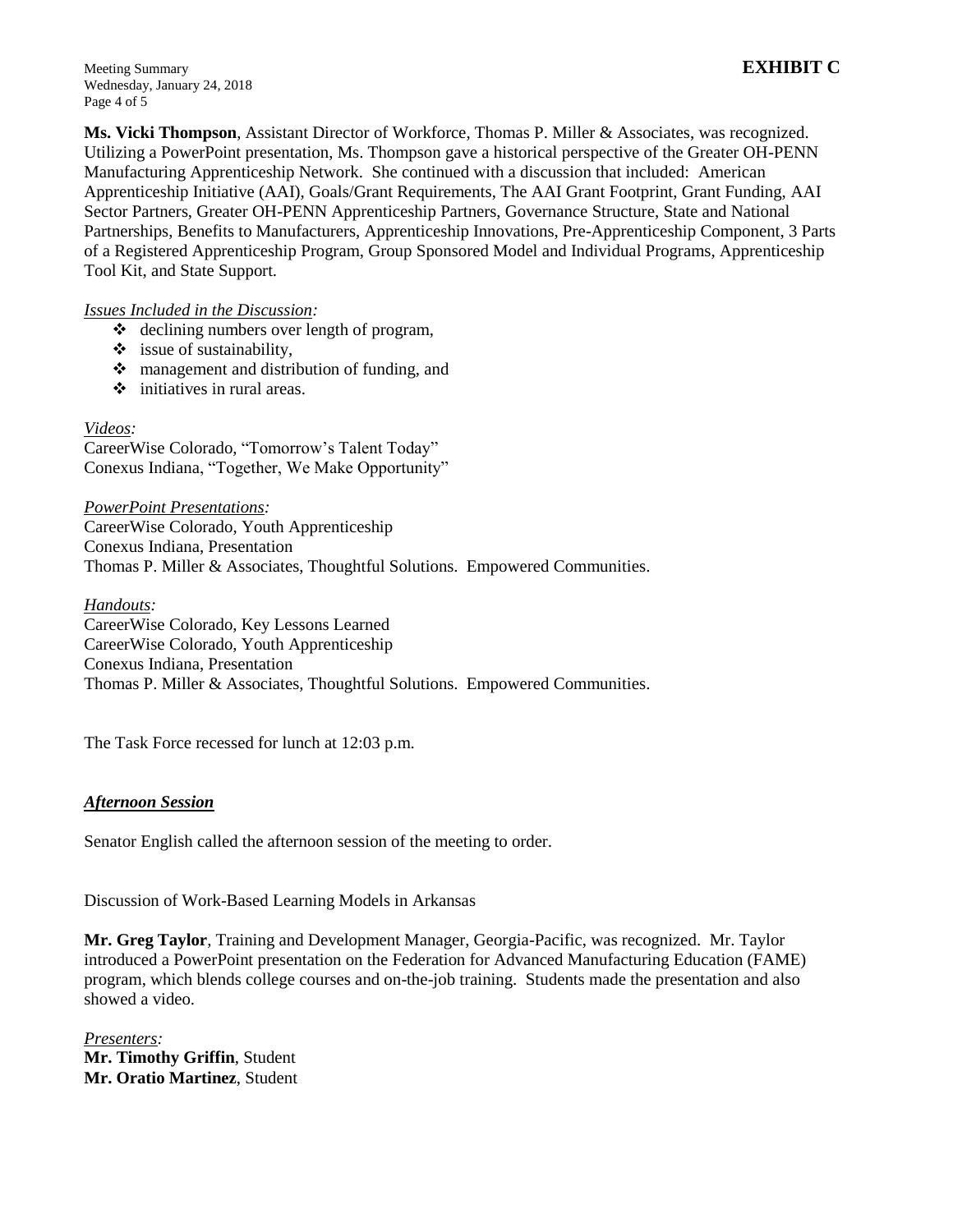**EXHIBIT C**

**Ms. Vicki Thompson**, Assistant Director of Workforce, Thomas P. Miller & Associates, was recognized. Utilizing a PowerPoint presentation, Ms. Thompson gave a historical perspective of the Greater OH-PENN Manufacturing Apprenticeship Network. She continued with a discussion that included: American Apprenticeship Initiative (AAI), Goals/Grant Requirements, The AAI Grant Footprint, Grant Funding, AAI Sector Partners, Greater OH-PENN Apprenticeship Partners, Governance Structure, State and National Partnerships, Benefits to Manufacturers, Apprenticeship Innovations, Pre-Apprenticeship Component, 3 Parts of a Registered Apprenticeship Program, Group Sponsored Model and Individual Programs, Apprenticeship Tool Kit, and State Support.

*Issues Included in the Discussion:*

- declining numbers over length of program,
- issue of sustainability,
- management and distribution of funding, and
- initiatives in rural areas.

*Videos:*

CareerWise Colorado, "Tomorrow's Talent Today"
Conexus Indiana, "Together, We Make Opportunity"

*PowerPoint Presentations:*

CareerWise Colorado, Youth Apprenticeship
Conexus Indiana, Presentation
Thomas P. Miller & Associates, Thoughtful Solutions. Empowered Communities.

*Handouts:*

CareerWise Colorado, Key Lessons Learned
CareerWise Colorado, Youth Apprenticeship
Conexus Indiana, Presentation
Thomas P. Miller & Associates, Thoughtful Solutions. Empowered Communities.

The Task Force recessed for lunch at 12:03 p.m.

***Afternoon Session***

Senator English called the afternoon session of the meeting to order.

Discussion of Work-Based Learning Models in Arkansas

**Mr. Greg Taylor**, Training and Development Manager, Georgia-Pacific, was recognized. Mr. Taylor introduced a PowerPoint presentation on the Federation for Advanced Manufacturing Education (FAME) program, which blends college courses and on-the-job training. Students made the presentation and also showed a video.

*Presenters:*

**Mr. Timothy Griffin**, Student
**Mr. Oratio Martinez**, Student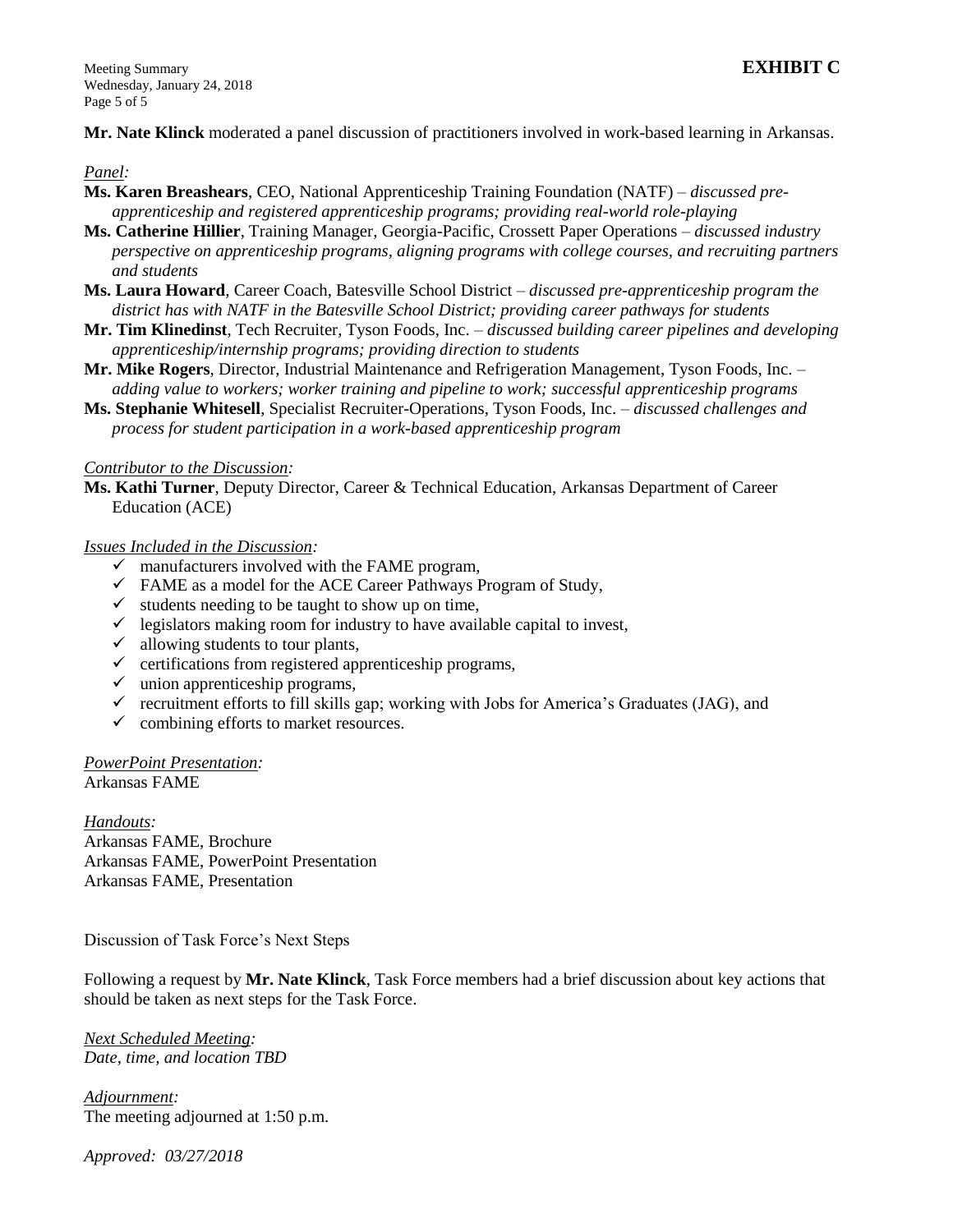**EXHIBIT C**

**Mr. Nate Klinck** moderated a panel discussion of practitioners involved in work-based learning in Arkansas.

*Panel:*

**Ms. Karen Breashears**, CEO, National Apprenticeship Training Foundation (NATF) – *discussed pre-apprenticeship and registered apprenticeship programs; providing real-world role-playing*

**Ms. Catherine Hillier**, Training Manager, Georgia-Pacific, Crossett Paper Operations – *discussed industry perspective on apprenticeship programs, aligning programs with college courses, and recruiting partners and students*

**Ms. Laura Howard**, Career Coach, Batesville School District – *discussed pre-apprenticeship program the district has with NATF in the Batesville School District; providing career pathways for students*

**Mr. Tim Klinedinst**, Tech Recruiter, Tyson Foods, Inc. – *discussed building career pipelines and developing apprenticeship/internship programs; providing direction to students*

**Mr. Mike Rogers**, Director, Industrial Maintenance and Refrigeration Management, Tyson Foods, Inc. – *adding value to workers; worker training and pipeline to work; successful apprenticeship programs*

**Ms. Stephanie Whitesell**, Specialist Recruiter-Operations, Tyson Foods, Inc. – *discussed challenges and process for student participation in a work-based apprenticeship program*

*Contributor to the Discussion:*

**Ms. Kathi Turner**, Deputy Director, Career & Technical Education, Arkansas Department of Career Education (ACE)

*Issues Included in the Discussion:*

- ✓ manufacturers involved with the FAME program,
- ✓ FAME as a model for the ACE Career Pathways Program of Study,
- ✓ students needing to be taught to show up on time,
- ✓ legislators making room for industry to have available capital to invest,
- ✓ allowing students to tour plants,
- ✓ certifications from registered apprenticeship programs,
- ✓ union apprenticeship programs,
- ✓ recruitment efforts to fill skills gap; working with Jobs for America's Graduates (JAG), and
- ✓ combining efforts to market resources.

*PowerPoint Presentation:*
Arkansas FAME

*Handouts:*
Arkansas FAME, Brochure
Arkansas FAME, PowerPoint Presentation
Arkansas FAME, Presentation

Discussion of Task Force's Next Steps

Following a request by **Mr. Nate Klinck**, Task Force members had a brief discussion about key actions that should be taken as next steps for the Task Force.

*Next Scheduled Meeting:*
*Date, time, and location TBD*

*Adjournment:*
The meeting adjourned at 1:50 p.m.

*Approved: 03/27/2018*